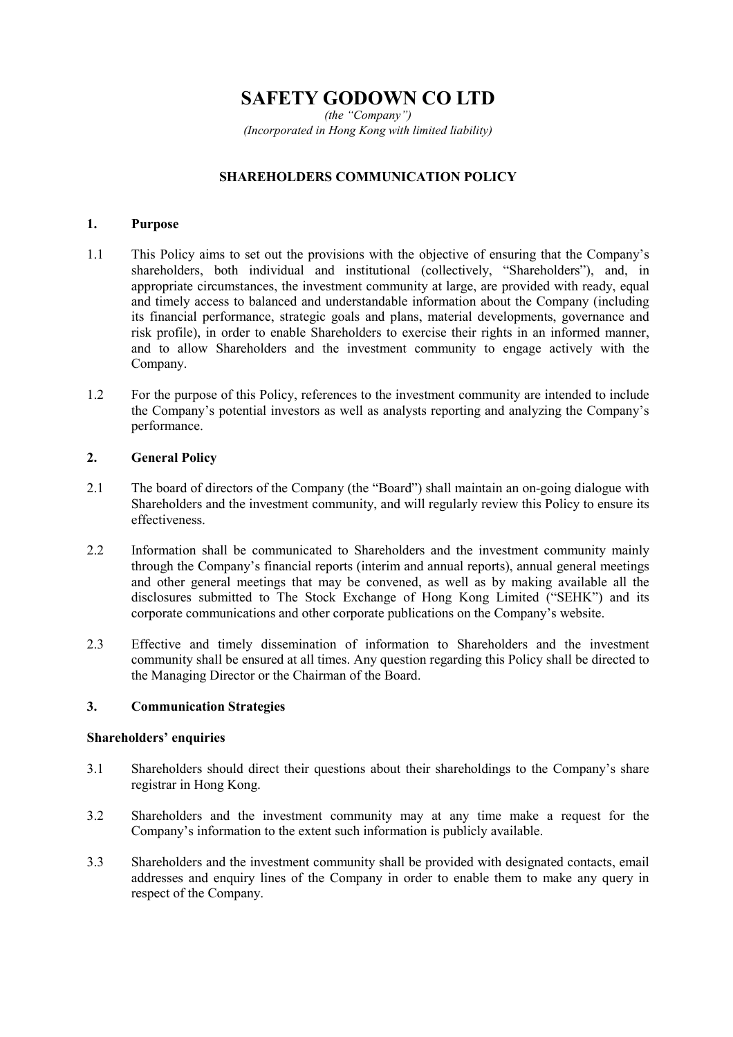# SAFETY GODOWN CO LTD

*(the "Company")*
*(Incorporated in Hong Kong with limited liability)*

## SHAREHOLDERS COMMUNICATION POLICY

### 1. Purpose

1.1 This Policy aims to set out the provisions with the objective of ensuring that the Company's shareholders, both individual and institutional (collectively, "Shareholders"), and, in appropriate circumstances, the investment community at large, are provided with ready, equal and timely access to balanced and understandable information about the Company (including its financial performance, strategic goals and plans, material developments, governance and risk profile), in order to enable Shareholders to exercise their rights in an informed manner, and to allow Shareholders and the investment community to engage actively with the Company.

1.2 For the purpose of this Policy, references to the investment community are intended to include the Company's potential investors as well as analysts reporting and analyzing the Company's performance.

### 2. General Policy

2.1 The board of directors of the Company (the "Board") shall maintain an on-going dialogue with Shareholders and the investment community, and will regularly review this Policy to ensure its effectiveness.

2.2 Information shall be communicated to Shareholders and the investment community mainly through the Company's financial reports (interim and annual reports), annual general meetings and other general meetings that may be convened, as well as by making available all the disclosures submitted to The Stock Exchange of Hong Kong Limited ("SEHK") and its corporate communications and other corporate publications on the Company's website.

2.3 Effective and timely dissemination of information to Shareholders and the investment community shall be ensured at all times. Any question regarding this Policy shall be directed to the Managing Director or the Chairman of the Board.

### 3. Communication Strategies

**Shareholders' enquiries**

3.1 Shareholders should direct their questions about their shareholdings to the Company's share registrar in Hong Kong.

3.2 Shareholders and the investment community may at any time make a request for the Company's information to the extent such information is publicly available.

3.3 Shareholders and the investment community shall be provided with designated contacts, email addresses and enquiry lines of the Company in order to enable them to make any query in respect of the Company.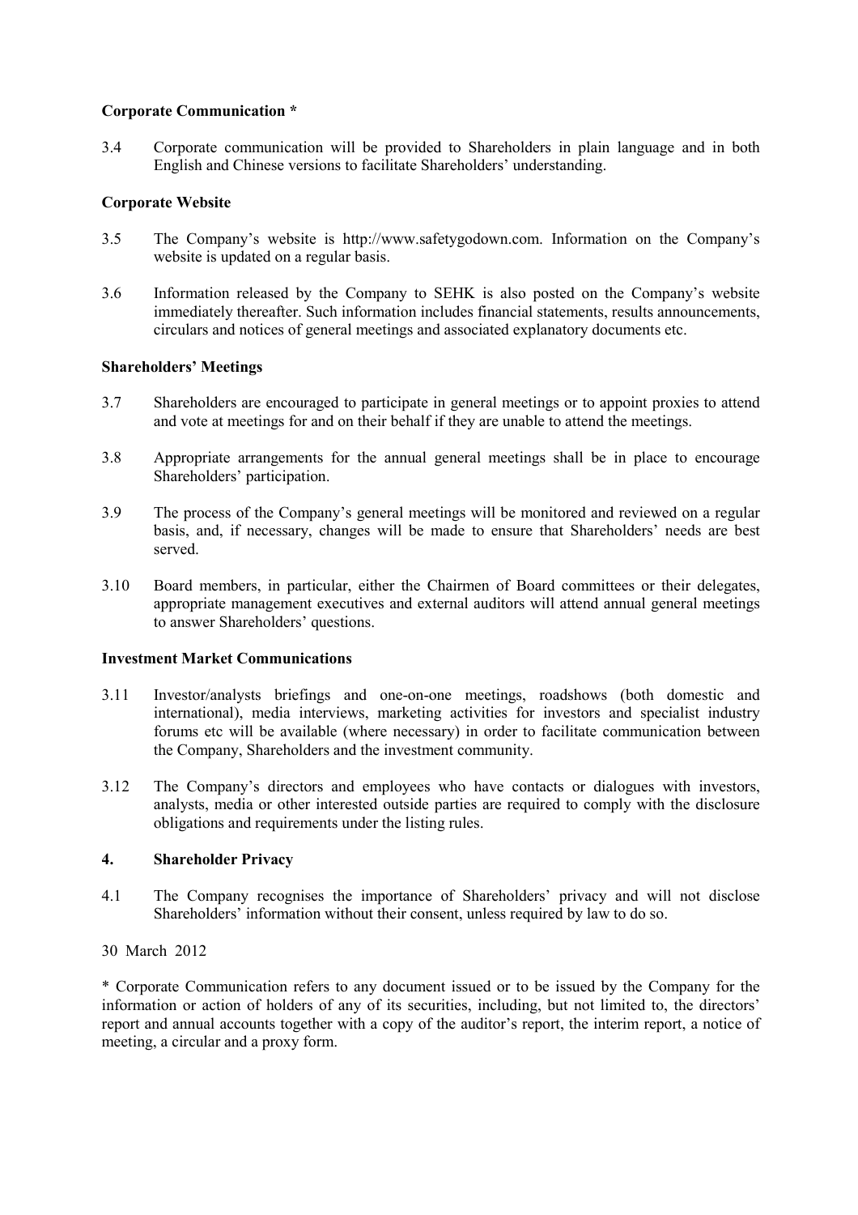**Corporate Communication ***

3.4 Corporate communication will be provided to Shareholders in plain language and in both English and Chinese versions to facilitate Shareholders' understanding.

**Corporate Website**

3.5 The Company's website is http://www.safetygodown.com. Information on the Company's website is updated on a regular basis.

3.6 Information released by the Company to SEHK is also posted on the Company's website immediately thereafter. Such information includes financial statements, results announcements, circulars and notices of general meetings and associated explanatory documents etc.

**Shareholders' Meetings**

3.7 Shareholders are encouraged to participate in general meetings or to appoint proxies to attend and vote at meetings for and on their behalf if they are unable to attend the meetings.

3.8 Appropriate arrangements for the annual general meetings shall be in place to encourage Shareholders' participation.

3.9 The process of the Company's general meetings will be monitored and reviewed on a regular basis, and, if necessary, changes will be made to ensure that Shareholders' needs are best served.

3.10 Board members, in particular, either the Chairmen of Board committees or their delegates, appropriate management executives and external auditors will attend annual general meetings to answer Shareholders' questions.

**Investment Market Communications**

3.11 Investor/analysts briefings and one-on-one meetings, roadshows (both domestic and international), media interviews, marketing activities for investors and specialist industry forums etc will be available (where necessary) in order to facilitate communication between the Company, Shareholders and the investment community.

3.12 The Company's directors and employees who have contacts or dialogues with investors, analysts, media or other interested outside parties are required to comply with the disclosure obligations and requirements under the listing rules.

## 4. Shareholder Privacy

4.1 The Company recognises the importance of Shareholders' privacy and will not disclose Shareholders' information without their consent, unless required by law to do so.

30 March 2012

* Corporate Communication refers to any document issued or to be issued by the Company for the information or action of holders of any of its securities, including, but not limited to, the directors' report and annual accounts together with a copy of the auditor's report, the interim report, a notice of meeting, a circular and a proxy form.